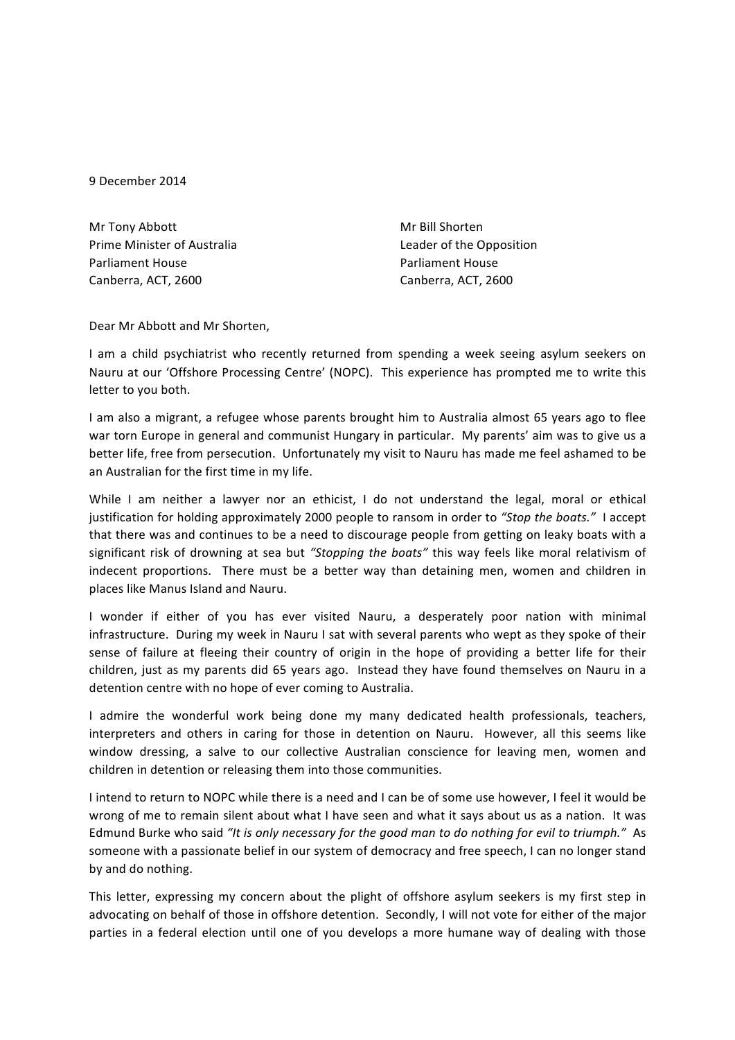9 December 2014

Mr Tony Abbott
Prime Minister of Australia
Parliament House
Canberra, ACT, 2600

Mr Bill Shorten
Leader of the Opposition
Parliament House
Canberra, ACT, 2600

Dear Mr Abbott and Mr Shorten,

I am a child psychiatrist who recently returned from spending a week seeing asylum seekers on Nauru at our 'Offshore Processing Centre' (NOPC). This experience has prompted me to write this letter to you both.

I am also a migrant, a refugee whose parents brought him to Australia almost 65 years ago to flee war torn Europe in general and communist Hungary in particular. My parents' aim was to give us a better life, free from persecution. Unfortunately my visit to Nauru has made me feel ashamed to be an Australian for the first time in my life.

While I am neither a lawyer nor an ethicist, I do not understand the legal, moral or ethical justification for holding approximately 2000 people to ransom in order to *"Stop the boats."* I accept that there was and continues to be a need to discourage people from getting on leaky boats with a significant risk of drowning at sea but *"Stopping the boats"* this way feels like moral relativism of indecent proportions. There must be a better way than detaining men, women and children in places like Manus Island and Nauru.

I wonder if either of you has ever visited Nauru, a desperately poor nation with minimal infrastructure. During my week in Nauru I sat with several parents who wept as they spoke of their sense of failure at fleeing their country of origin in the hope of providing a better life for their children, just as my parents did 65 years ago. Instead they have found themselves on Nauru in a detention centre with no hope of ever coming to Australia.

I admire the wonderful work being done my many dedicated health professionals, teachers, interpreters and others in caring for those in detention on Nauru. However, all this seems like window dressing, a salve to our collective Australian conscience for leaving men, women and children in detention or releasing them into those communities.

I intend to return to NOPC while there is a need and I can be of some use however, I feel it would be wrong of me to remain silent about what I have seen and what it says about us as a nation. It was Edmund Burke who said *"It is only necessary for the good man to do nothing for evil to triumph."* As someone with a passionate belief in our system of democracy and free speech, I can no longer stand by and do nothing.

This letter, expressing my concern about the plight of offshore asylum seekers is my first step in advocating on behalf of those in offshore detention. Secondly, I will not vote for either of the major parties in a federal election until one of you develops a more humane way of dealing with those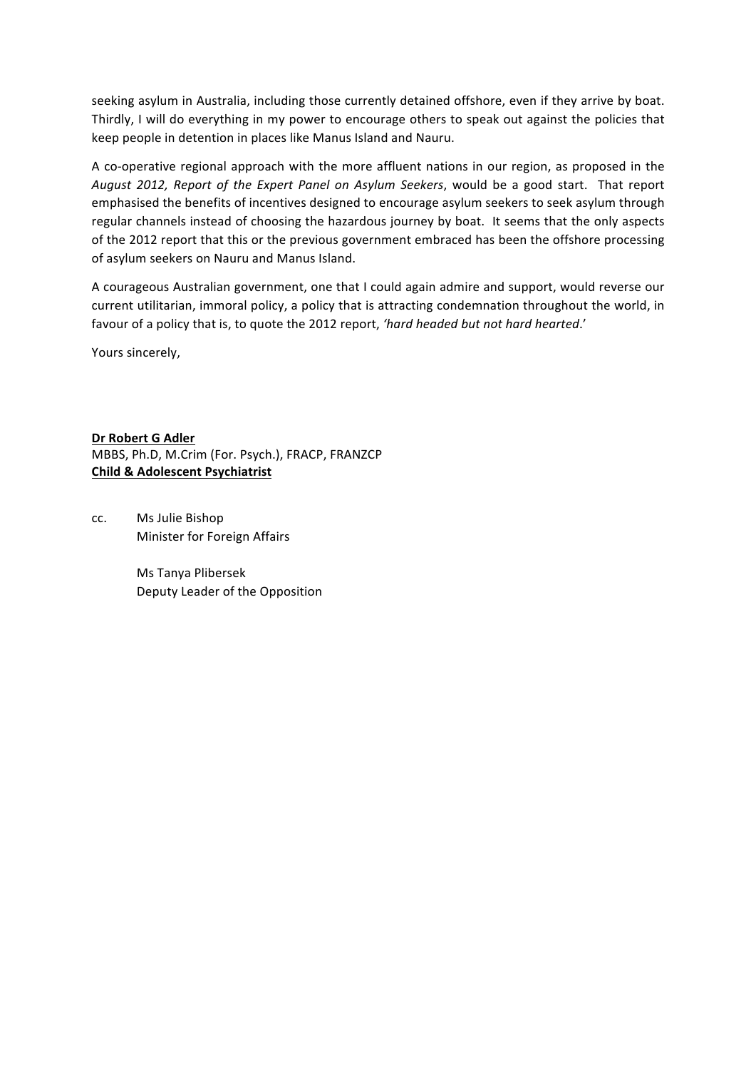seeking asylum in Australia, including those currently detained offshore, even if they arrive by boat. Thirdly, I will do everything in my power to encourage others to speak out against the policies that keep people in detention in places like Manus Island and Nauru.

A co-operative regional approach with the more affluent nations in our region, as proposed in the *August 2012, Report of the Expert Panel on Asylum Seekers*, would be a good start. That report emphasised the benefits of incentives designed to encourage asylum seekers to seek asylum through regular channels instead of choosing the hazardous journey by boat. It seems that the only aspects of the 2012 report that this or the previous government embraced has been the offshore processing of asylum seekers on Nauru and Manus Island.

A courageous Australian government, one that I could again admire and support, would reverse our current utilitarian, immoral policy, a policy that is attracting condemnation throughout the world, in favour of a policy that is, to quote the 2012 report, *'hard headed but not hard hearted*.'

Yours sincerely,

**Dr Robert G Adler**
MBBS, Ph.D, M.Crim (For. Psych.), FRACP, FRANZCP
**Child & Adolescent Psychiatrist**

cc. Ms Julie Bishop
Minister for Foreign Affairs

Ms Tanya Plibersek
Deputy Leader of the Opposition